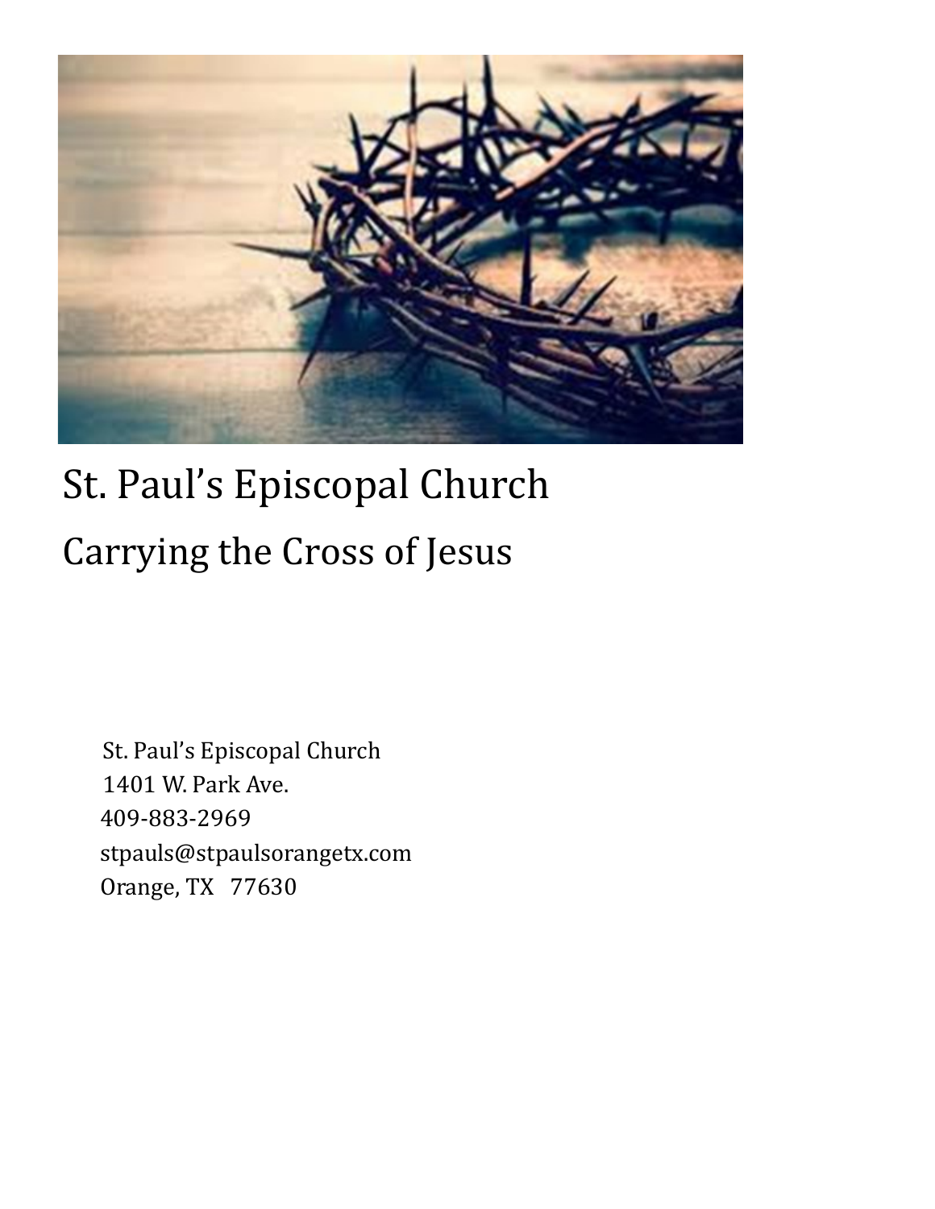# St. Paul's Episcopal Church

## Carrying the Cross of Jesus

St. Paul's Episcopal Church
1401 W. Park Ave.
409-883-2969
stpauls@stpaulsorangetx.com
Orange, TX 77630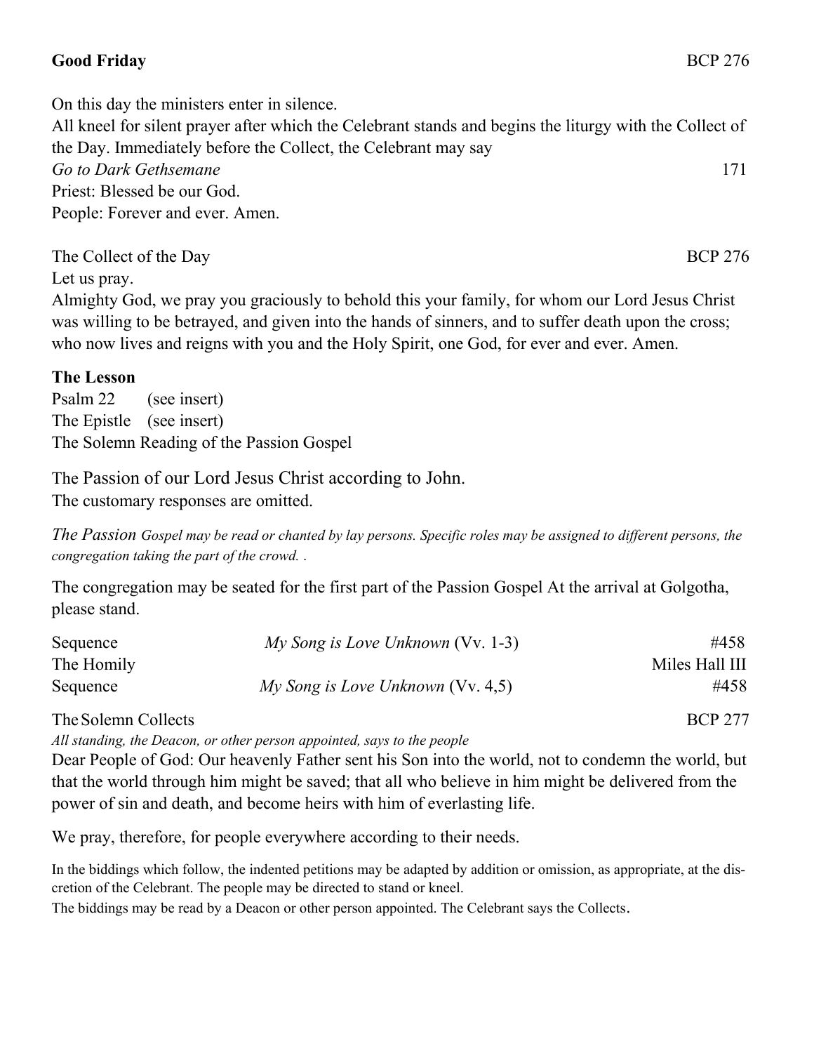**Good Friday** BCP 276

On this day the ministers enter in silence.
All kneel for silent prayer after which the Celebrant stands and begins the liturgy with the Collect of the Day. Immediately before the Collect, the Celebrant may say
*Go to Dark Gethsemane* 171
Priest: Blessed be our God.
People: Forever and ever. Amen.

The Collect of the Day BCP 276
Let us pray.
Almighty God, we pray you graciously to behold this your family, for whom our Lord Jesus Christ was willing to be betrayed, and given into the hands of sinners, and to suffer death upon the cross; who now lives and reigns with you and the Holy Spirit, one God, for ever and ever. Amen.

**The Lesson**
Psalm 22 (see insert)
The Epistle (see insert)
The Solemn Reading of the Passion Gospel

The Passion of our Lord Jesus Christ according to John.
The customary responses are omitted.

*The Passion Gospel may be read or chanted by lay persons. Specific roles may be assigned to different persons, the congregation taking the part of the crowd. .*

The congregation may be seated for the first part of the Passion Gospel At the arrival at Golgotha, please stand.

Sequence *My Song is Love Unknown* (Vv. 1-3) #458
The Homily Miles Hall III
Sequence *My Song is Love Unknown* (Vv. 4,5) #458

The Solemn Collects BCP 277
*All standing, the Deacon, or other person appointed, says to the people*
Dear People of God: Our heavenly Father sent his Son into the world, not to condemn the world, but that the world through him might be saved; that all who believe in him might be delivered from the power of sin and death, and become heirs with him of everlasting life.

We pray, therefore, for people everywhere according to their needs.

In the biddings which follow, the indented petitions may be adapted by addition or omission, as appropriate, at the discretion of the Celebrant. The people may be directed to stand or kneel.
The biddings may be read by a Deacon or other person appointed. The Celebrant says the Collects.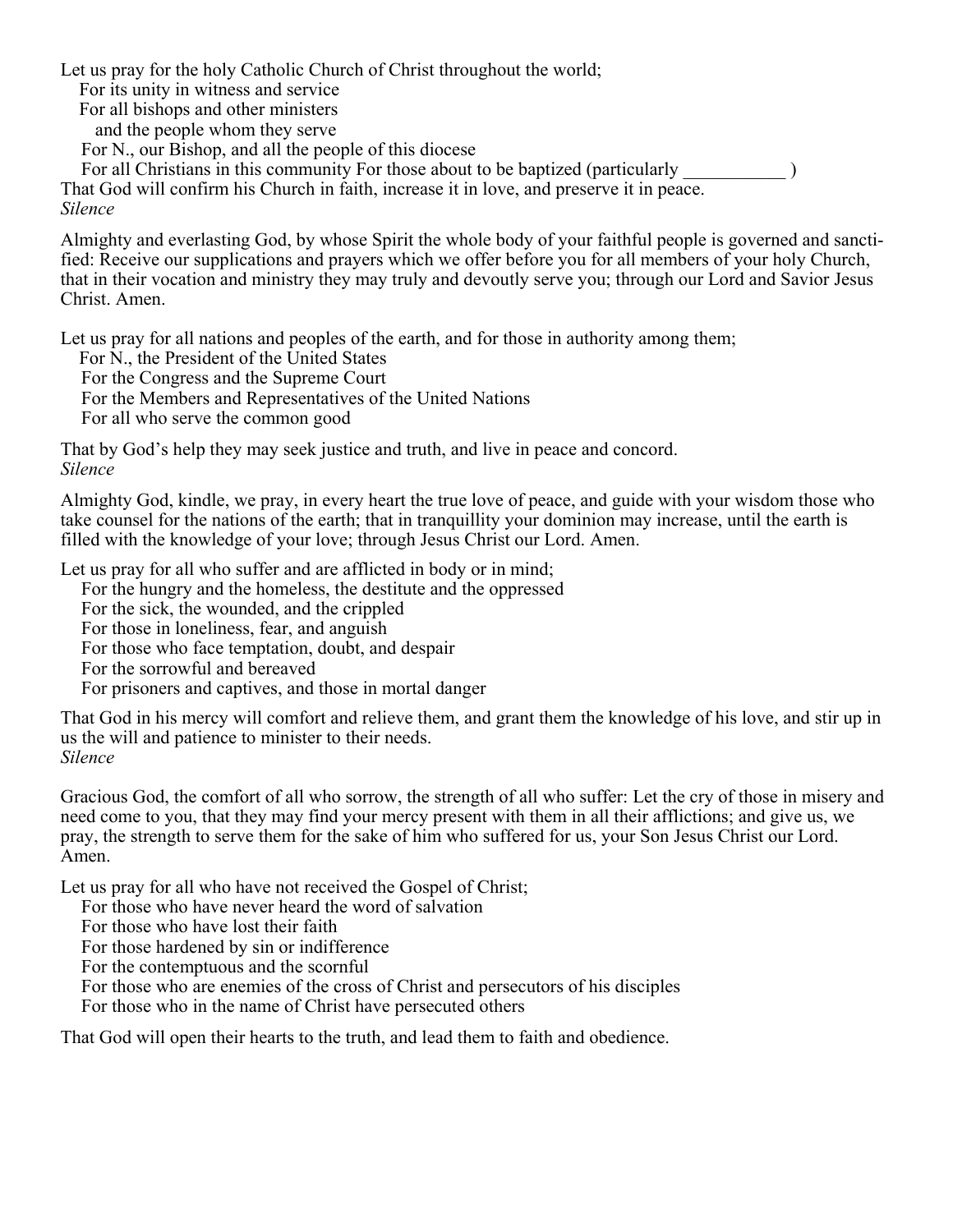Let us pray for the holy Catholic Church of Christ throughout the world;
For its unity in witness and service
For all bishops and other ministers
and the people whom they serve
For N., our Bishop, and all the people of this diocese
For all Christians in this community For those about to be baptized (particularly ___________ )
That God will confirm his Church in faith, increase it in love, and preserve it in peace.
*Silence*

Almighty and everlasting God, by whose Spirit the whole body of your faithful people is governed and sanctified: Receive our supplications and prayers which we offer before you for all members of your holy Church, that in their vocation and ministry they may truly and devoutly serve you; through our Lord and Savior Jesus Christ. Amen.

Let us pray for all nations and peoples of the earth, and for those in authority among them;
For N., the President of the United States
For the Congress and the Supreme Court
For the Members and Representatives of the United Nations
For all who serve the common good

That by God's help they may seek justice and truth, and live in peace and concord.
*Silence*

Almighty God, kindle, we pray, in every heart the true love of peace, and guide with your wisdom those who take counsel for the nations of the earth; that in tranquillity your dominion may increase, until the earth is filled with the knowledge of your love; through Jesus Christ our Lord. Amen.

Let us pray for all who suffer and are afflicted in body or in mind;
For the hungry and the homeless, the destitute and the oppressed
For the sick, the wounded, and the crippled
For those in loneliness, fear, and anguish
For those who face temptation, doubt, and despair
For the sorrowful and bereaved
For prisoners and captives, and those in mortal danger

That God in his mercy will comfort and relieve them, and grant them the knowledge of his love, and stir up in us the will and patience to minister to their needs.
*Silence*

Gracious God, the comfort of all who sorrow, the strength of all who suffer: Let the cry of those in misery and need come to you, that they may find your mercy present with them in all their afflictions; and give us, we pray, the strength to serve them for the sake of him who suffered for us, your Son Jesus Christ our Lord. Amen.

Let us pray for all who have not received the Gospel of Christ;
For those who have never heard the word of salvation
For those who have lost their faith
For those hardened by sin or indifference
For the contemptuous and the scornful
For those who are enemies of the cross of Christ and persecutors of his disciples
For those who in the name of Christ have persecuted others

That God will open their hearts to the truth, and lead them to faith and obedience.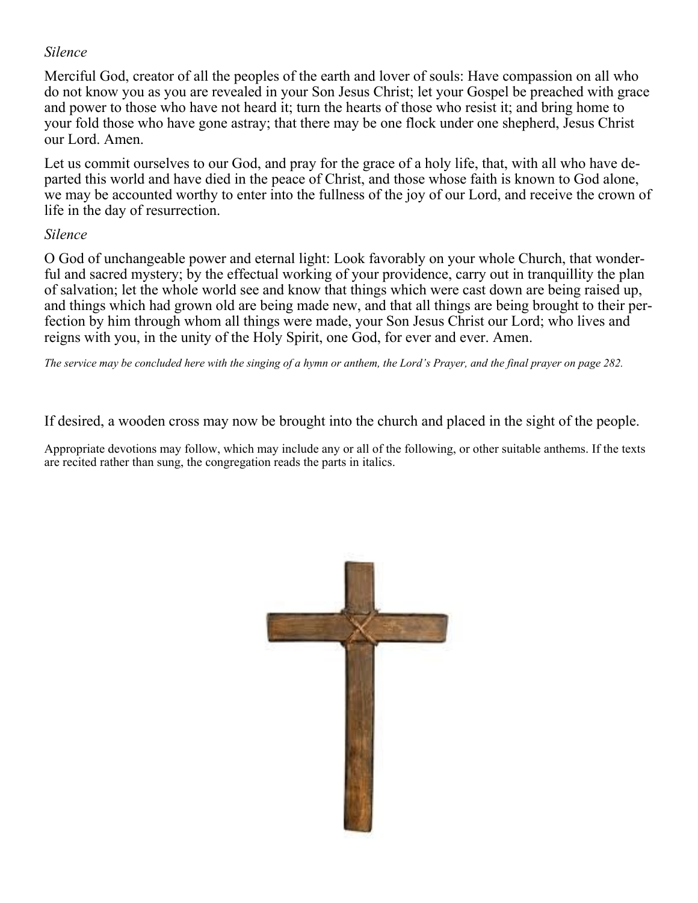*Silence*

Merciful God, creator of all the peoples of the earth and lover of souls: Have compassion on all who do not know you as you are revealed in your Son Jesus Christ; let your Gospel be preached with grace and power to those who have not heard it; turn the hearts of those who resist it; and bring home to your fold those who have gone astray; that there may be one flock under one shepherd, Jesus Christ our Lord. Amen.

Let us commit ourselves to our God, and pray for the grace of a holy life, that, with all who have departed this world and have died in the peace of Christ, and those whose faith is known to God alone, we may be accounted worthy to enter into the fullness of the joy of our Lord, and receive the crown of life in the day of resurrection.

*Silence*

O God of unchangeable power and eternal light: Look favorably on your whole Church, that wonderful and sacred mystery; by the effectual working of your providence, carry out in tranquillity the plan of salvation; let the whole world see and know that things which were cast down are being raised up, and things which had grown old are being made new, and that all things are being brought to their perfection by him through whom all things were made, your Son Jesus Christ our Lord; who lives and reigns with you, in the unity of the Holy Spirit, one God, for ever and ever. Amen.

*The service may be concluded here with the singing of a hymn or anthem, the Lord's Prayer, and the final prayer on page 282.*

If desired, a wooden cross may now be brought into the church and placed in the sight of the people.

Appropriate devotions may follow, which may include any or all of the following, or other suitable anthems. If the texts are recited rather than sung, the congregation reads the parts in italics.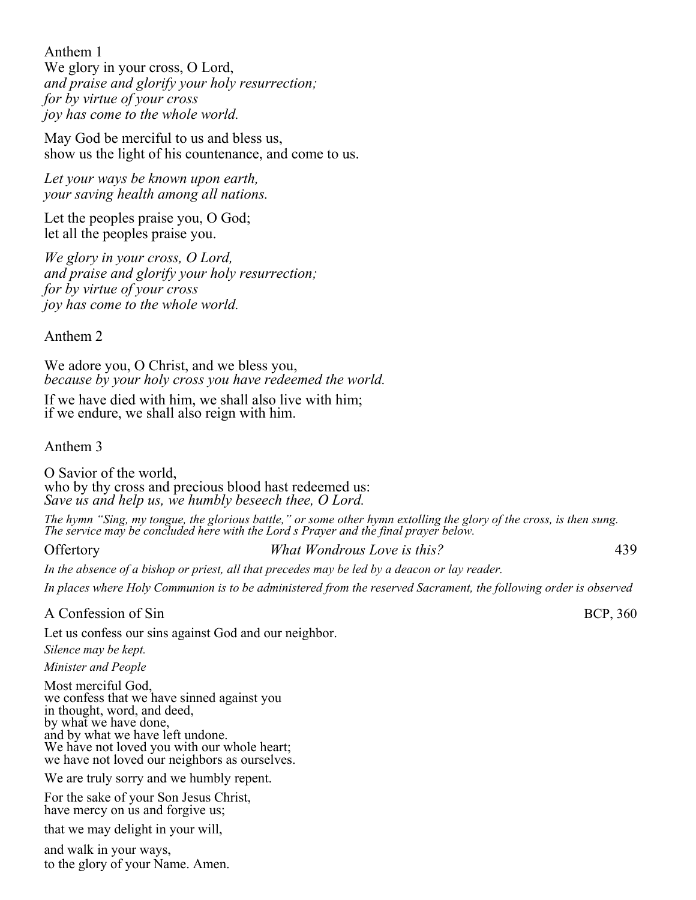Anthem 1

We glory in your cross, O Lord,
*and praise and glorify your holy resurrection;*
*for by virtue of your cross*
*joy has come to the whole world.*

May God be merciful to us and bless us,
show us the light of his countenance, and come to us.

*Let your ways be known upon earth,*
*your saving health among all nations.*

Let the peoples praise you, O God;
let all the peoples praise you.

*We glory in your cross, O Lord,*
*and praise and glorify your holy resurrection;*
*for by virtue of your cross*
*joy has come to the whole world.*

Anthem 2

We adore you, O Christ, and we bless you,
*because by your holy cross you have redeemed the world.*

If we have died with him, we shall also live with him;
if we endure, we shall also reign with him.

Anthem 3

O Savior of the world,
who by thy cross and precious blood hast redeemed us:
*Save us and help us, we humbly beseech thee, O Lord.*

*The hymn "Sing, my tongue, the glorious battle," or some other hymn extolling the glory of the cross, is then sung. The service may be concluded here with the Lord s Prayer and the final prayer below.*

Offertory *What Wondrous Love is this?* 439

*In the absence of a bishop or priest, all that precedes may be led by a deacon or lay reader.*

*In places where Holy Communion is to be administered from the reserved Sacrament, the following order is observed*

A Confession of Sin BCP, 360

Let us confess our sins against God and our neighbor.

*Silence may be kept.*

*Minister and People*

Most merciful God,
we confess that we have sinned against you
in thought, word, and deed,
by what we have done,
and by what we have left undone.
We have not loved you with our whole heart;
we have not loved our neighbors as ourselves.

We are truly sorry and we humbly repent.

For the sake of your Son Jesus Christ,
have mercy on us and forgive us;

that we may delight in your will,

and walk in your ways,
to the glory of your Name. Amen.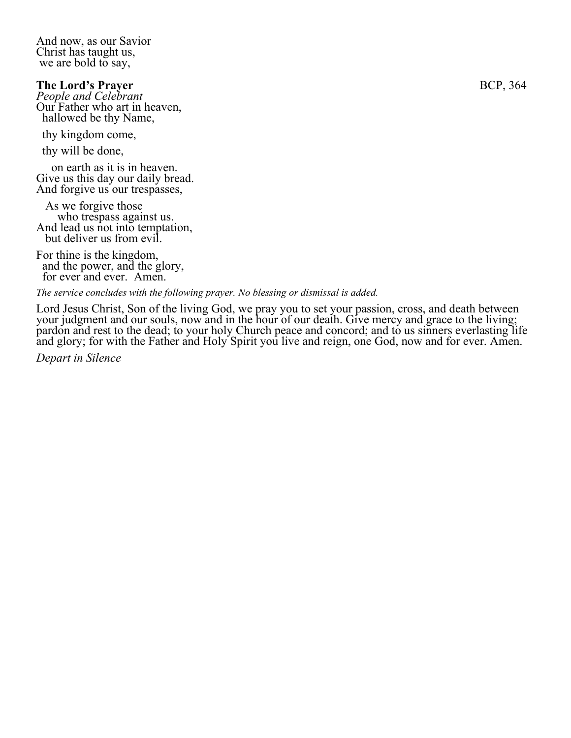And now, as our Savior
Christ has taught us,
we are bold to say,

**The Lord's Prayer** BCP, 364

*People and Celebrant*

Our Father who art in heaven,
hallowed be thy Name,

thy kingdom come,

thy will be done,

on earth as it is in heaven.
Give us this day our daily bread.
And forgive us our trespasses,

As we forgive those
who trespass against us.
And lead us not into temptation,
but deliver us from evil.

For thine is the kingdom,
and the power, and the glory,
for ever and ever. Amen.

*The service concludes with the following prayer. No blessing or dismissal is added.*

Lord Jesus Christ, Son of the living God, we pray you to set your passion, cross, and death between your judgment and our souls, now and in the hour of our death. Give mercy and grace to the living; pardon and rest to the dead; to your holy Church peace and concord; and to us sinners everlasting life and glory; for with the Father and Holy Spirit you live and reign, one God, now and for ever. Amen.

*Depart in Silence*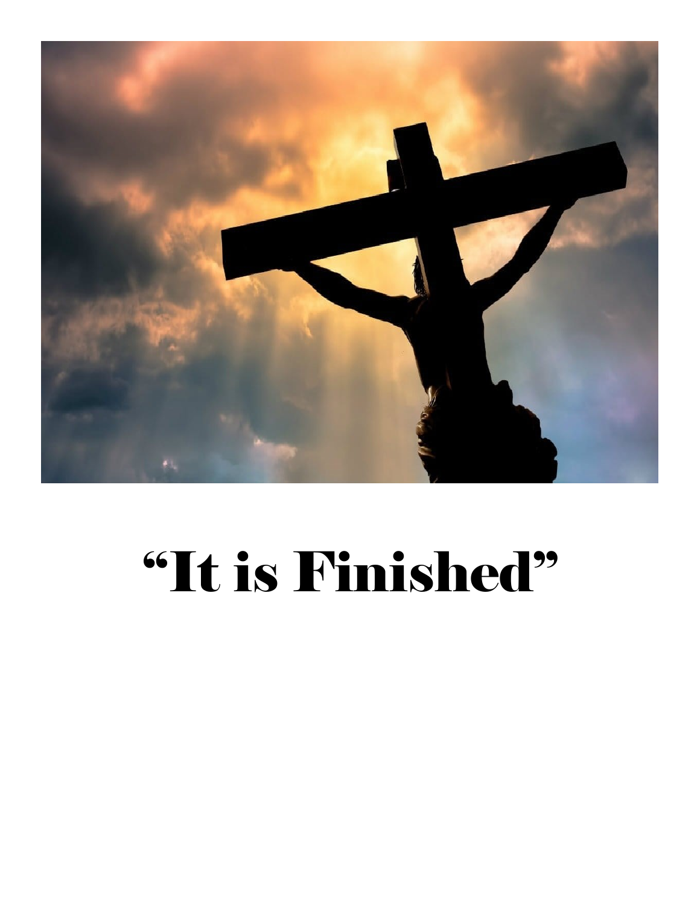# “It is Finished”